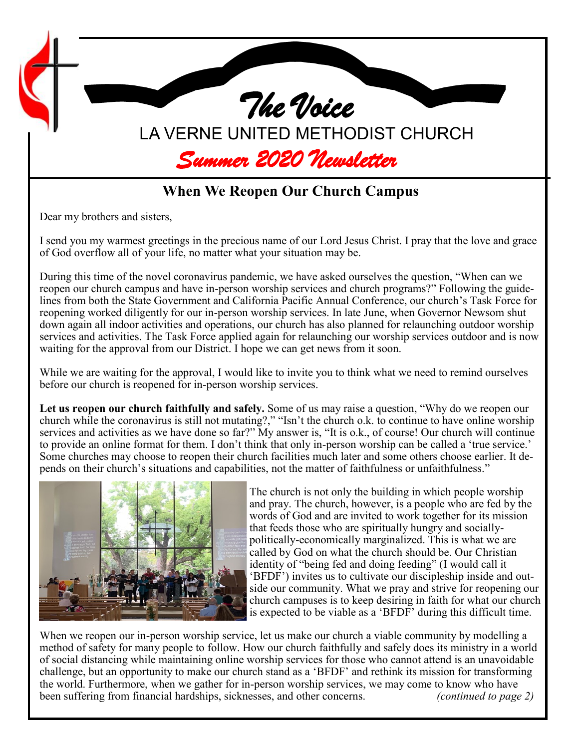# The Voice

## LA VERNE UNITED METHODIST CHURCH

## *Summer 2020 Newsletter*

### When We Reopen Our Church Campus

Dear my brothers and sisters,

I send you my warmest greetings in the precious name of our Lord Jesus Christ. I pray that the love and grace of God overflow all of your life, no matter what your situation may be.

During this time of the novel coronavirus pandemic, we have asked ourselves the question, "When can we reopen our church campus and have in-person worship services and church programs?" Following the guidelines from both the State Government and California Pacific Annual Conference, our church's Task Force for reopening worked diligently for our in-person worship services. In late June, when Governor Newsom shut down again all indoor activities and operations, our church has also planned for relaunching outdoor worship services and activities. The Task Force applied again for relaunching our worship services outdoor and is now waiting for the approval from our District. I hope we can get news from it soon.

While we are waiting for the approval, I would like to invite you to think what we need to remind ourselves before our church is reopened for in-person worship services.

**Let us reopen our church faithfully and safely.** Some of us may raise a question, "Why do we reopen our church while the coronavirus is still not mutating?," "Isn't the church o.k. to continue to have online worship services and activities as we have done so far?" My answer is, "It is o.k., of course! Our church will continue to provide an online format for them. I don't think that only in-person worship can be called a 'true service.' Some churches may choose to reopen their church facilities much later and some others choose earlier. It depends on their church's situations and capabilities, not the matter of faithfulness or unfaithfulness."

The church is not only the building in which people worship and pray. The church, however, is a people who are fed by the words of God and are invited to work together for its mission that feeds those who are spiritually hungry and socially-politically-economically marginalized. This is what we are called by God on what the church should be. Our Christian identity of "being fed and doing feeding" (I would call it 'BFDF') invites us to cultivate our discipleship inside and outside our community. What we pray and strive for reopening our church campuses is to keep desiring in faith for what our church is expected to be viable as a 'BFDF' during this difficult time.

When we reopen our in-person worship service, let us make our church a viable community by modelling a method of safety for many people to follow. How our church faithfully and safely does its ministry in a world of social distancing while maintaining online worship services for those who cannot attend is an unavoidable challenge, but an opportunity to make our church stand as a 'BFDF' and rethink its mission for transforming the world. Furthermore, when we gather for in-person worship services, we may come to know who have been suffering from financial hardships, sicknesses, and other concerns. *(continued to page 2)*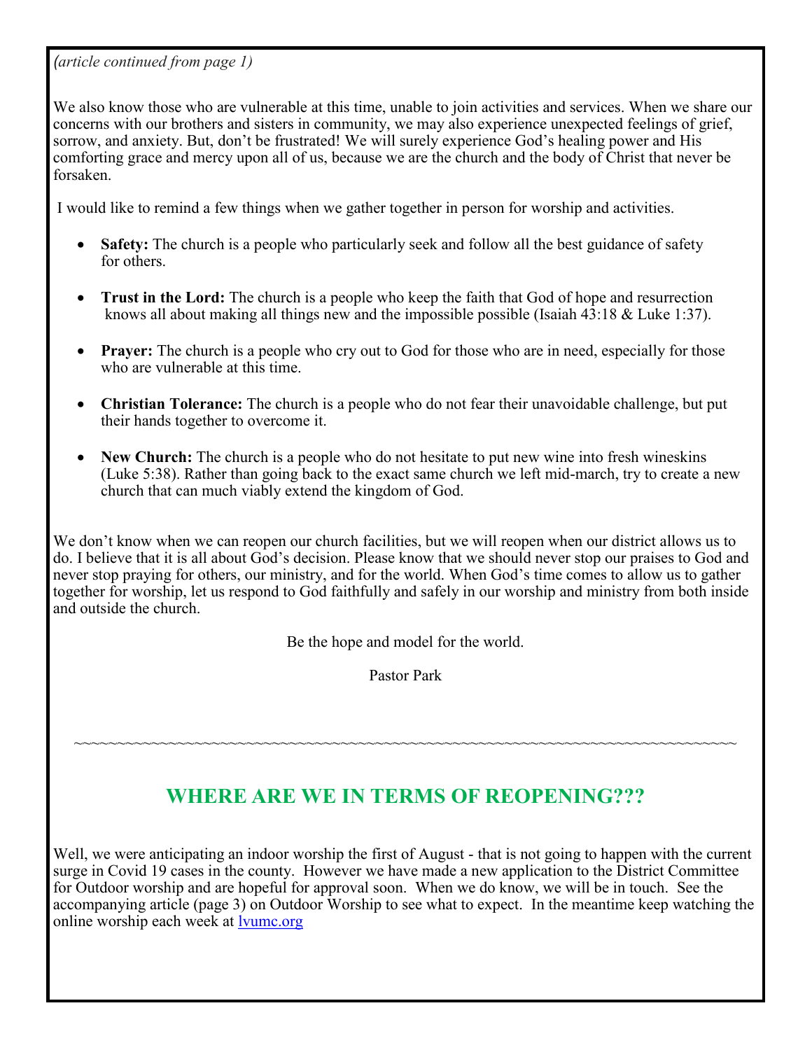*(article continued from page 1)*

We also know those who are vulnerable at this time, unable to join activities and services. When we share our concerns with our brothers and sisters in community, we may also experience unexpected feelings of grief, sorrow, and anxiety. But, don't be frustrated! We will surely experience God's healing power and His comforting grace and mercy upon all of us, because we are the church and the body of Christ that never be forsaken.

I would like to remind a few things when we gather together in person for worship and activities.

- **Safety:** The church is a people who particularly seek and follow all the best guidance of safety for others.
- **Trust in the Lord:** The church is a people who keep the faith that God of hope and resurrection knows all about making all things new and the impossible possible (Isaiah 43:18 & Luke 1:37).
- **Prayer:** The church is a people who cry out to God for those who are in need, especially for those who are vulnerable at this time.
- **Christian Tolerance:** The church is a people who do not fear their unavoidable challenge, but put their hands together to overcome it.
- **New Church:** The church is a people who do not hesitate to put new wine into fresh wineskins (Luke 5:38). Rather than going back to the exact same church we left mid-march, try to create a new church that can much viably extend the kingdom of God.

We don't know when we can reopen our church facilities, but we will reopen when our district allows us to do. I believe that it is all about God's decision. Please know that we should never stop our praises to God and never stop praying for others, our ministry, and for the world. When God's time comes to allow us to gather together for worship, let us respond to God faithfully and safely in our worship and ministry from both inside and outside the church.

Be the hope and model for the world.

Pastor Park

~~~~~~~~~~~~~~~~~~~~~~~~~~~~~~~~~~~~~~~~~~~~~~~~~~~~~~~~~~~~~~~~~~~~~~~~~~~~~~

## WHERE ARE WE IN TERMS OF REOPENING???

Well, we were anticipating an indoor worship the first of August - that is not going to happen with the current surge in Covid 19 cases in the county. However we have made a new application to the District Committee for Outdoor worship and are hopeful for approval soon. When we do know, we will be in touch. See the accompanying article (page 3) on Outdoor Worship to see what to expect. In the meantime keep watching the online worship each week at [lvumc.org](http://lvumc.org)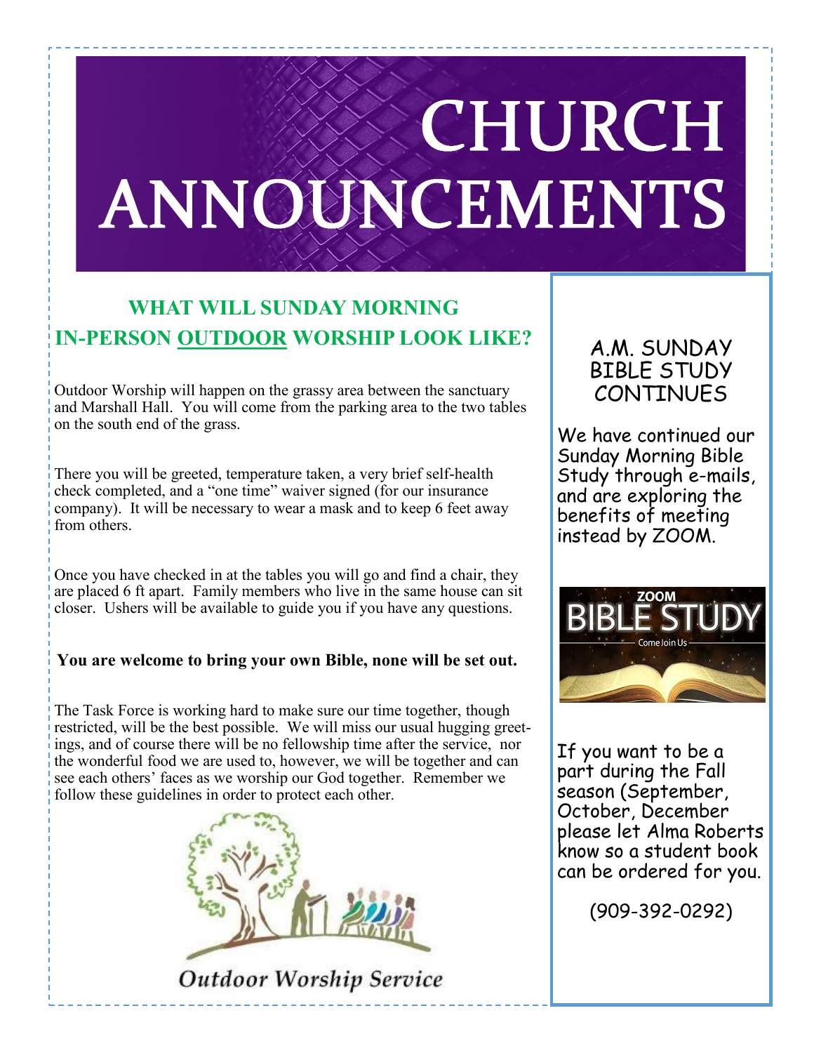# CHURCH ANNOUNCEMENTS

## WHAT WILL SUNDAY MORNING IN-PERSON OUTDOOR WORSHIP LOOK LIKE?

Outdoor Worship will happen on the grassy area between the sanctuary and Marshall Hall. You will come from the parking area to the two tables on the south end of the grass.

There you will be greeted, temperature taken, a very brief self-health check completed, and a "one time" waiver signed (for our insurance company). It will be necessary to wear a mask and to keep 6 feet away from others.

Once you have checked in at the tables you will go and find a chair, they are placed 6 ft apart. Family members who live in the same house can sit closer. Ushers will be available to guide you if you have any questions.

**You are welcome to bring your own Bible, none will be set out.**

The Task Force is working hard to make sure our time together, though restricted, will be the best possible. We will miss our usual hugging greetings, and of course there will be no fellowship time after the service, nor the wonderful food we are used to, however, we will be together and can see each others' faces as we worship our God together. Remember we follow these guidelines in order to protect each other.

Outdoor Worship Service

## A.M. SUNDAY BIBLE STUDY CONTINUES

We have continued our Sunday Morning Bible Study through e-mails, and are exploring the benefits of meeting instead by ZOOM.

ZOOM BIBLE STUDY — Come Join Us

If you want to be a part during the Fall season (September, October, December please let Alma Roberts know so a student book can be ordered for you.

(909-392-0292)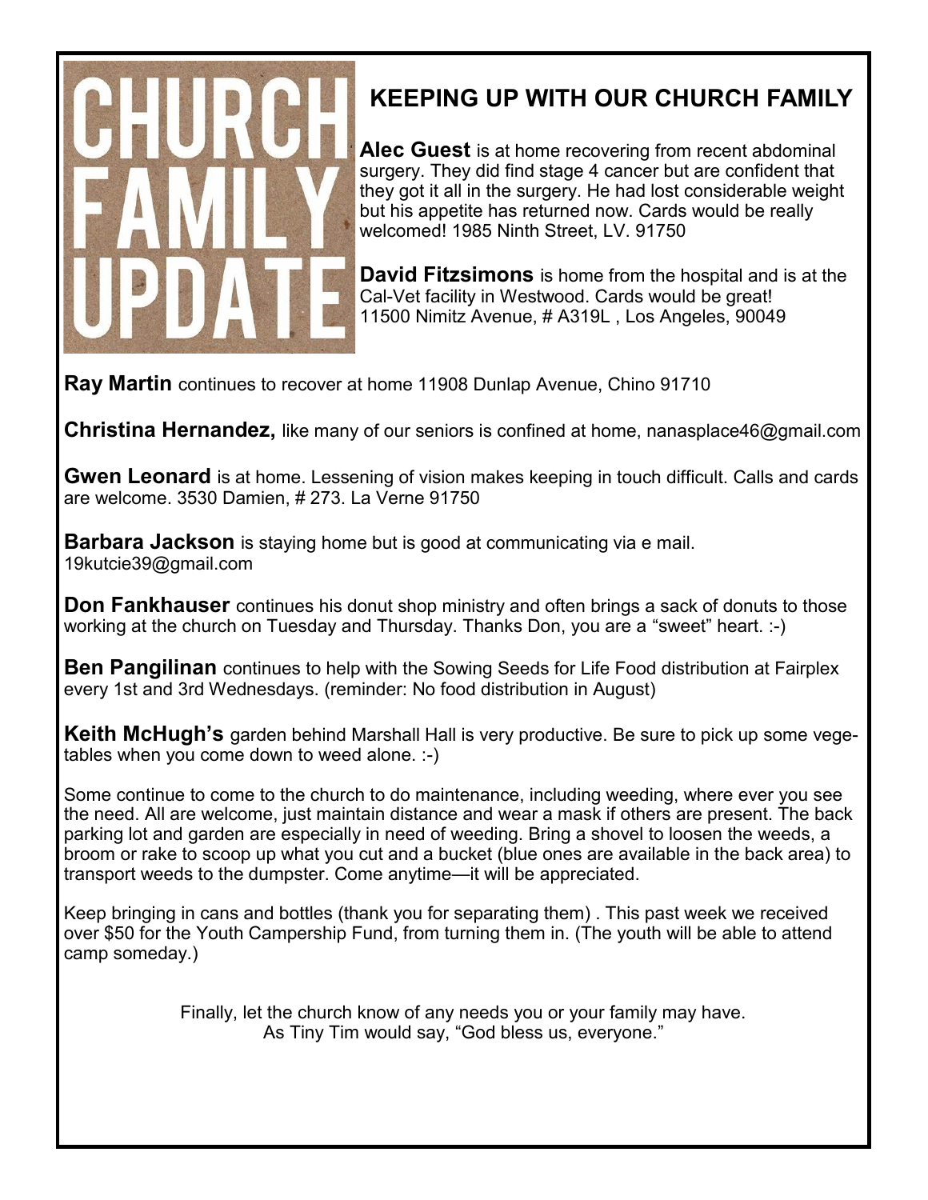CHURCH FAMILY UPDATE

## KEEPING UP WITH OUR CHURCH FAMILY

**Alec Guest** is at home recovering from recent abdominal surgery. They did find stage 4 cancer but are confident that they got it all in the surgery. He had lost considerable weight but his appetite has returned now. Cards would be really welcomed! 1985 Ninth Street, LV. 91750

**David Fitzsimons** is home from the hospital and is at the Cal-Vet facility in Westwood. Cards would be great! 11500 Nimitz Avenue, # A319L , Los Angeles, 90049

**Ray Martin** continues to recover at home 11908 Dunlap Avenue, Chino 91710

**Christina Hernandez,** like many of our seniors is confined at home, nanasplace46@gmail.com

**Gwen Leonard** is at home. Lessening of vision makes keeping in touch difficult. Calls and cards are welcome. 3530 Damien, # 273. La Verne 91750

**Barbara Jackson** is staying home but is good at communicating via e mail. 19kutcie39@gmail.com

**Don Fankhauser** continues his donut shop ministry and often brings a sack of donuts to those working at the church on Tuesday and Thursday. Thanks Don, you are a "sweet" heart. :-)

**Ben Pangilinan** continues to help with the Sowing Seeds for Life Food distribution at Fairplex every 1st and 3rd Wednesdays. (reminder: No food distribution in August)

**Keith McHugh's** garden behind Marshall Hall is very productive. Be sure to pick up some vegetables when you come down to weed alone. :-)

Some continue to come to the church to do maintenance, including weeding, where ever you see the need. All are welcome, just maintain distance and wear a mask if others are present. The back parking lot and garden are especially in need of weeding. Bring a shovel to loosen the weeds, a broom or rake to scoop up what you cut and a bucket (blue ones are available in the back area) to transport weeds to the dumpster. Come anytime—it will be appreciated.

Keep bringing in cans and bottles (thank you for separating them) . This past week we received over $50 for the Youth Campership Fund, from turning them in. (The youth will be able to attend camp someday.)

Finally, let the church know of any needs you or your family may have.
As Tiny Tim would say, "God bless us, everyone."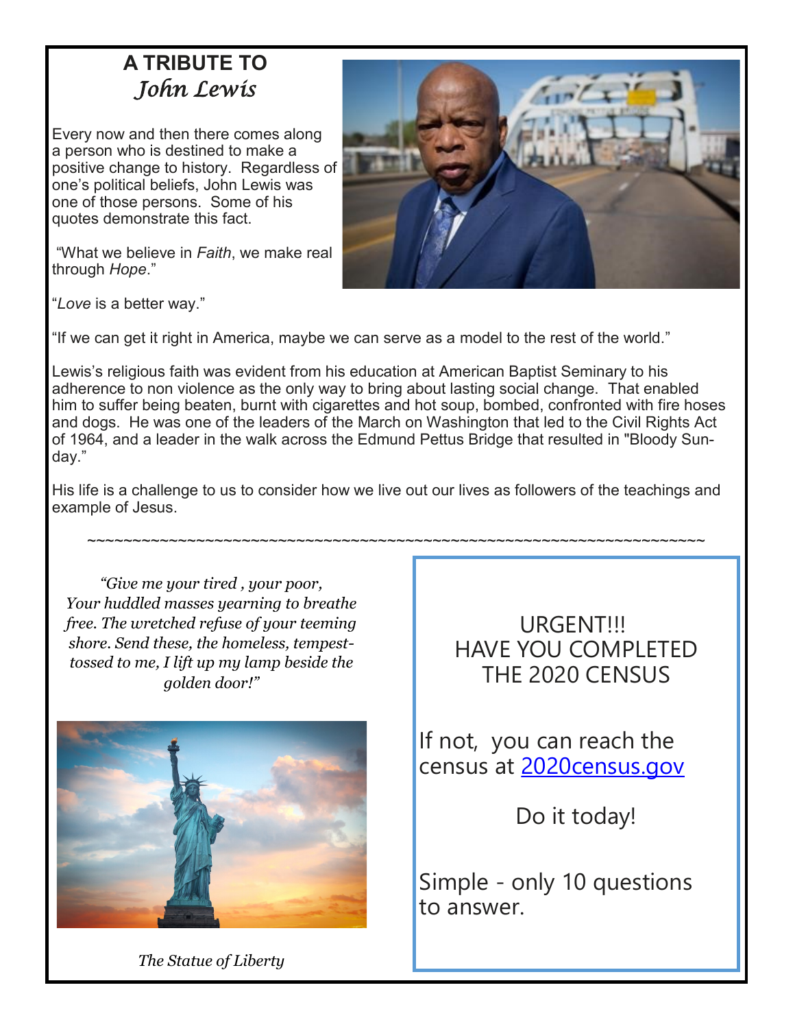## A TRIBUTE TO *John Lewis*

Every now and then there comes along a person who is destined to make a positive change to history. Regardless of one's political beliefs, John Lewis was one of those persons. Some of his quotes demonstrate this fact.

"What we believe in *Faith*, we make real through *Hope*."

"*Love* is a better way."

"If we can get it right in America, maybe we can serve as a model to the rest of the world."

Lewis's religious faith was evident from his education at American Baptist Seminary to his adherence to non violence as the only way to bring about lasting social change. That enabled him to suffer being beaten, burnt with cigarettes and hot soup, bombed, confronted with fire hoses and dogs. He was one of the leaders of the March on Washington that led to the Civil Rights Act of 1964, and a leader in the walk across the Edmund Pettus Bridge that resulted in "Bloody Sunday."

His life is a challenge to us to consider how we live out our lives as followers of the teachings and example of Jesus.

~~~~~~~~~~~~~~~~~~~~~~~~~~~~~~~~~~~~~~~~~~~~~~~~~~~~~~~~~~~~~~~~~~~~~~~~

*"Give me your tired , your poor, Your huddled masses yearning to breathe free. The wretched refuse of your teeming shore. Send these, the homeless, tempest-tossed to me, I lift up my lamp beside the golden door!"*

*The Statue of Liberty*

URGENT!!!
HAVE YOU COMPLETED THE 2020 CENSUS

If not, you can reach the census at 2020census.gov

Do it today!

Simple - only 10 questions to answer.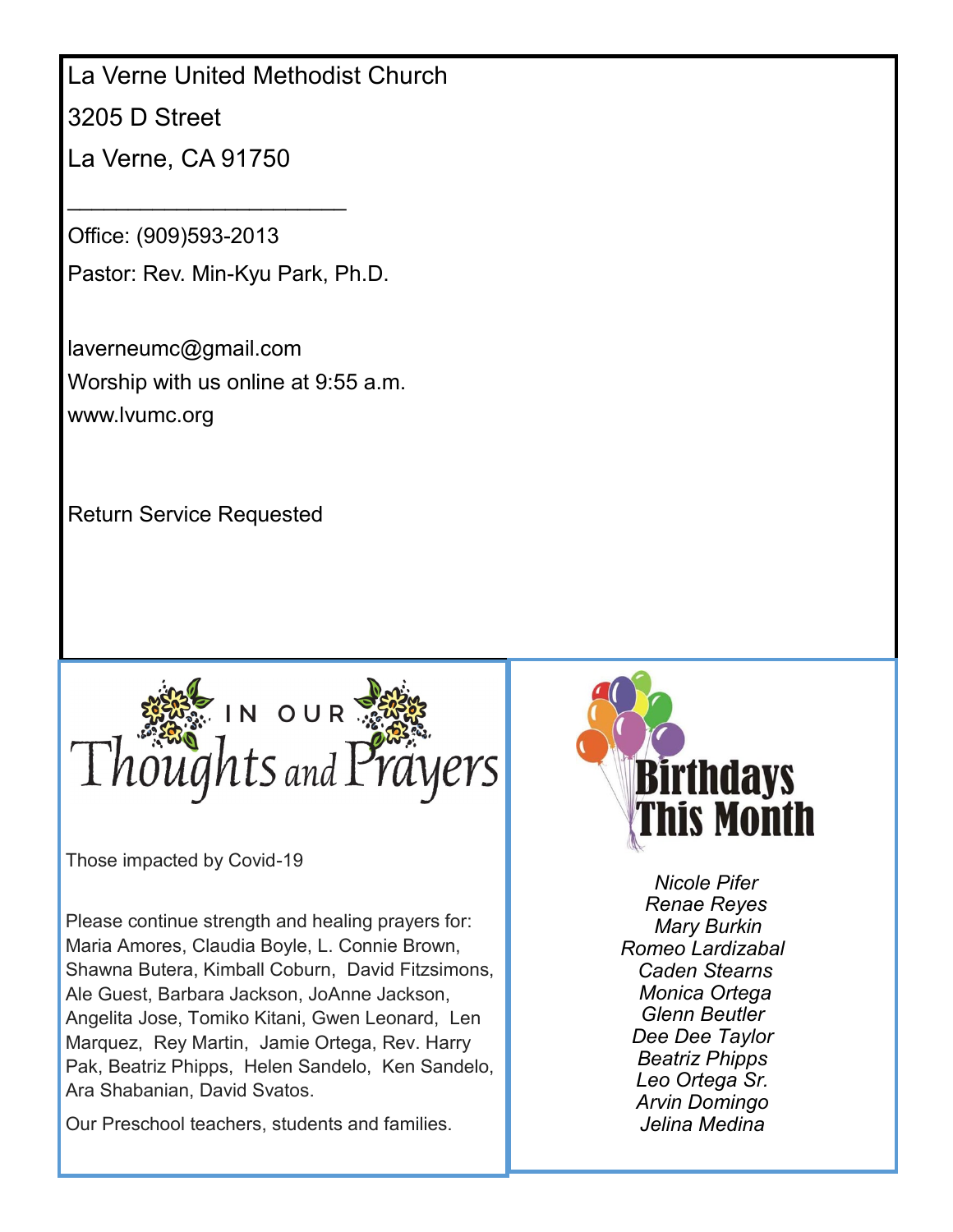La Verne United Methodist Church

3205 D Street

La Verne, CA 91750

______________________

Office: (909)593-2013

Pastor: Rev. Min-Kyu Park, Ph.D.

laverneumc@gmail.com

Worship with us online at 9:55 a.m.

www.lvumc.org

Return Service Requested

## IN OUR Thoughts and Prayers

Those impacted by Covid-19

Please continue strength and healing prayers for: Maria Amores, Claudia Boyle, L. Connie Brown, Shawna Butera, Kimball Coburn, David Fitzsimons, Ale Guest, Barbara Jackson, JoAnne Jackson, Angelita Jose, Tomiko Kitani, Gwen Leonard, Len Marquez, Rey Martin, Jamie Ortega, Rev. Harry Pak, Beatriz Phipps, Helen Sandelo, Ken Sandelo, Ara Shabanian, David Svatos.

Our Preschool teachers, students and families.

## Birthdays This Month

*Nicole Pifer*
*Renae Reyes*
*Mary Burkin*
*Romeo Lardizabal*
*Caden Stearns*
*Monica Ortega*
*Glenn Beutler*
*Dee Dee Taylor*
*Beatriz Phipps*
*Leo Ortega Sr.*
*Arvin Domingo*
*Jelina Medina*